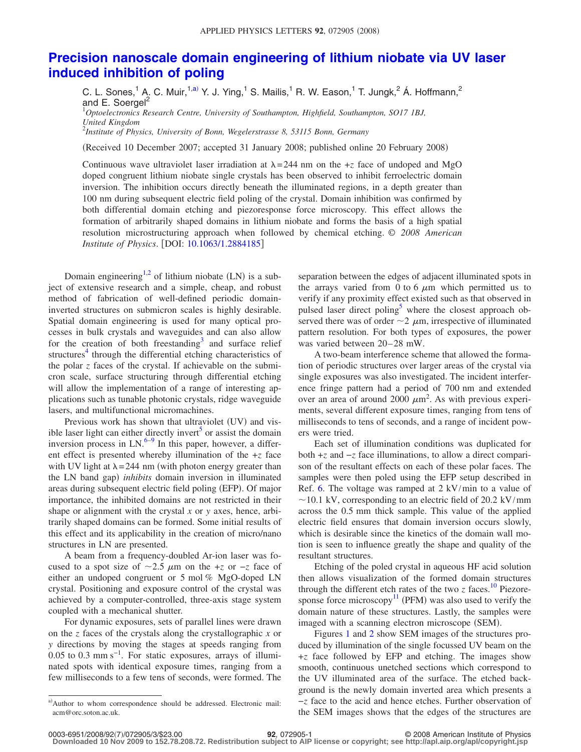# Precision nanoscale domain engineering of lithium niobate via UV laser induced inhibition of poling

C. L. Sones,[1] A. C. Muir,[1,a)] Y. J. Ying,[1] S. Mailis,[1] R. W. Eason,[1] T. Jungk,[2] Á. Hoffmann,[2] and E. Soergel[2]

[1]*Optoelectronics Research Centre, University of Southampton, Highfield, Southampton, SO17 1BJ, United Kingdom*

[2]*Institute of Physics, University of Bonn, Wegelerstrasse 8, 53115 Bonn, Germany*

(Received 10 December 2007; accepted 31 January 2008; published online 20 February 2008)

Continuous wave ultraviolet laser irradiation at $\lambda = 244$ nm on the $+z$ face of undoped and MgO doped congruent lithium niobate single crystals has been observed to inhibit ferroelectric domain inversion. The inhibition occurs directly beneath the illuminated regions, in a depth greater than 100 nm during subsequent electric field poling of the crystal. Domain inhibition was confirmed by both differential domain etching and piezoresponse force microscopy. This effect allows the formation of arbitrarily shaped domains in lithium niobate and forms the basis of a high spatial resolution microstructuring approach when followed by chemical etching. © *2008 American Institute of Physics*. [DOI: 10.1063/1.2884185]

Domain engineering[1,2] of lithium niobate (LN) is a subject of extensive research and a simple, cheap, and robust method of fabrication of well-defined periodic domain-inverted structures on submicron scales is highly desirable. Spatial domain engineering is used for many optical processes in bulk crystals and waveguides and can also allow for the creation of both freestanding[3] and surface relief structures[4] through the differential etching characteristics of the polar $z$ faces of the crystal. If achievable on the submicron scale, surface structuring through differential etching will allow the implementation of a range of interesting applications such as tunable photonic crystals, ridge waveguide lasers, and multifunctional micromachines.

Previous work has shown that ultraviolet (UV) and visible laser light can either directly invert[5] or assist the domain inversion process in LN.[6–9] In this paper, however, a different effect is presented whereby illumination of the $+z$ face with UV light at $\lambda = 244$ nm (with photon energy greater than the LN band gap) *inhibits* domain inversion in illuminated areas during subsequent electric field poling (EFP). Of major importance, the inhibited domains are not restricted in their shape or alignment with the crystal $x$ or $y$ axes, hence, arbitrarily shaped domains can be formed. Some initial results of this effect and its applicability in the creation of micro/nano structures in LN are presented.

A beam from a frequency-doubled Ar-ion laser was focused to a spot size of $\sim 2.5$ $\mu$m on the $+z$ or $-z$ face of either an undoped congruent or 5 mol % MgO-doped LN crystal. Positioning and exposure control of the crystal was achieved by a computer-controlled, three-axis stage system coupled with a mechanical shutter.

For dynamic exposures, sets of parallel lines were drawn on the $z$ faces of the crystals along the crystallographic $x$ or $y$ directions by moving the stages at speeds ranging from 0.05 to 0.3 mm s$^{-1}$. For static exposures, arrays of illuminated spots with identical exposure times, ranging from a few milliseconds to a few tens of seconds, were formed. The separation between the edges of adjacent illuminated spots in the arrays varied from 0 to 6 $\mu$m which permitted us to verify if any proximity effect existed such as that observed in pulsed laser direct poling[5] where the closest approach observed there was of order $\sim 2$ $\mu$m, irrespective of illuminated pattern resolution. For both types of exposures, the power was varied between 20–28 mW.

A two-beam interference scheme that allowed the formation of periodic structures over larger areas of the crystal via single exposures was also investigated. The incident interference fringe pattern had a period of 700 nm and extended over an area of around 2000 $\mu$m$^2$. As with previous experiments, several different exposure times, ranging from tens of milliseconds to tens of seconds, and a range of incident powers were tried.

Each set of illumination conditions was duplicated for both $+z$ and $-z$ face illuminations, to allow a direct comparison of the resultant effects on each of these polar faces. The samples were then poled using the EFP setup described in Ref. 6. The voltage was ramped at 2 kV/min to a value of $\sim 10.1$ kV, corresponding to an electric field of 20.2 kV/mm across the 0.5 mm thick sample. This value of the applied electric field ensures that domain inversion occurs slowly, which is desirable since the kinetics of the domain wall motion is seen to influence greatly the shape and quality of the resultant structures.

Etching of the poled crystal in aqueous HF acid solution then allows visualization of the formed domain structures through the different etch rates of the two $z$ faces.[10] Piezoresponse force microscopy[11] (PFM) was also used to verify the domain nature of these structures. Lastly, the samples were imaged with a scanning electron microscope (SEM).

Figures 1 and 2 show SEM images of the structures produced by illumination of the single focussed UV beam on the $+z$ face followed by EFP and etching. The images show smooth, continuous unetched sections which correspond to the UV illuminated area of the surface. The etched background is the newly domain inverted area which presents a $-z$ face to the acid and hence etches. Further observation of the SEM images shows that the edges of the structures are

[a)] Author to whom correspondence should be addressed. Electronic mail: acm@orc.soton.ac.uk.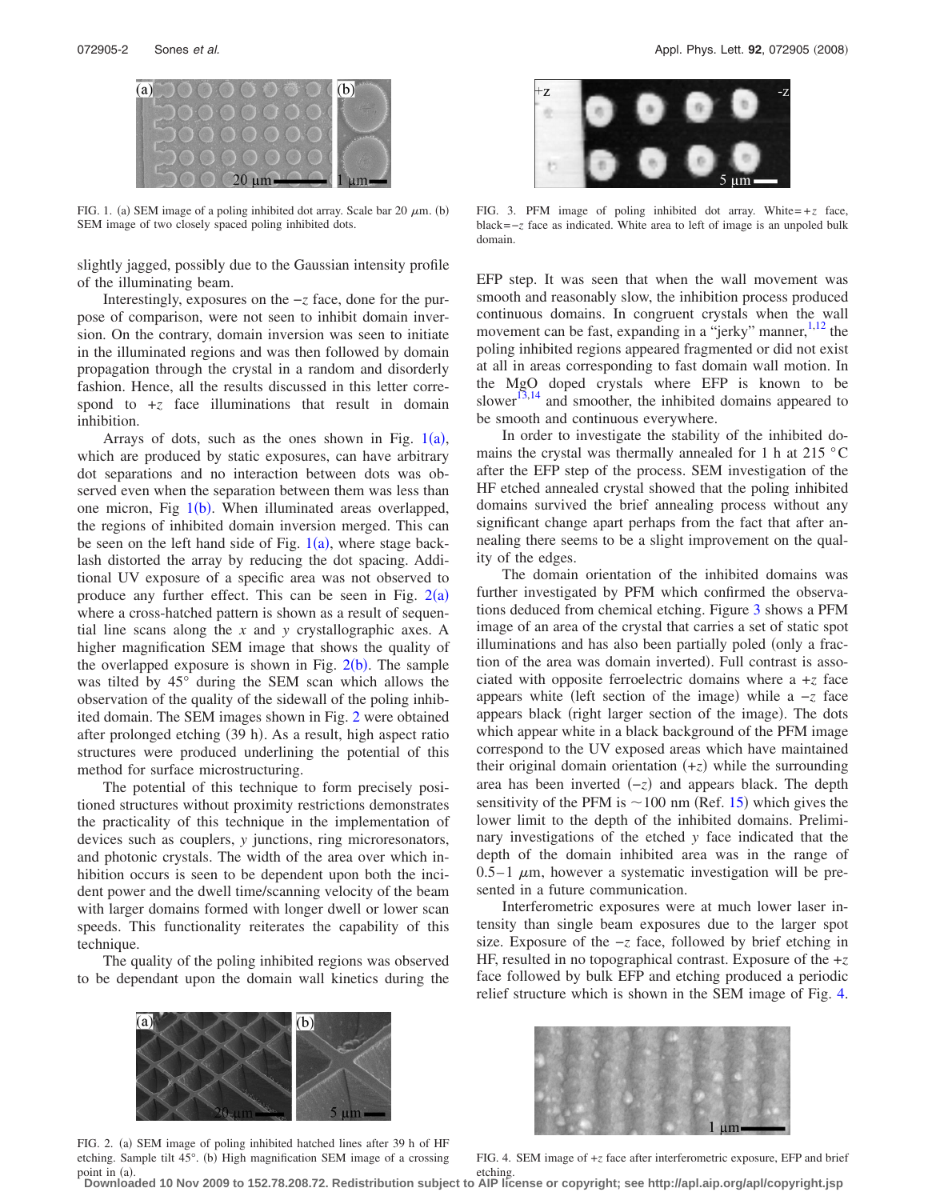FIG. 1. (a) SEM image of a poling inhibited dot array. Scale bar 20 $\mu$m. (b) SEM image of two closely spaced poling inhibited dots.

slightly jagged, possibly due to the Gaussian intensity profile of the illuminating beam.

Interestingly, exposures on the $-z$ face, done for the purpose of comparison, were not seen to inhibit domain inversion. On the contrary, domain inversion was seen to initiate in the illuminated regions and was then followed by domain propagation through the crystal in a random and disorderly fashion. Hence, all the results discussed in this letter correspond to $+z$ face illuminations that result in domain inhibition.

Arrays of dots, such as the ones shown in Fig. 1(a), which are produced by static exposures, can have arbitrary dot separations and no interaction between dots was observed even when the separation between them was less than one micron, Fig 1(b). When illuminated areas overlapped, the regions of inhibited domain inversion merged. This can be seen on the left hand side of Fig. 1(a), where stage backlash distorted the array by reducing the dot spacing. Additional UV exposure of a specific area was not observed to produce any further effect. This can be seen in Fig. 2(a) where a cross-hatched pattern is shown as a result of sequential line scans along the $x$ and $y$ crystallographic axes. A higher magnification SEM image that shows the quality of the overlapped exposure is shown in Fig. 2(b). The sample was tilted by 45° during the SEM scan which allows the observation of the quality of the sidewall of the poling inhibited domain. The SEM images shown in Fig. 2 were obtained after prolonged etching (39 h). As a result, high aspect ratio structures were produced underlining the potential of this method for surface microstructuring.

The potential of this technique to form precisely positioned structures without proximity restrictions demonstrates the practicality of this technique in the implementation of devices such as couplers, $y$ junctions, ring microresonators, and photonic crystals. The width of the area over which inhibition occurs is seen to be dependent upon both the incident power and the dwell time/scanning velocity of the beam with larger domains formed with longer dwell or lower scan speeds. This functionality reiterates the capability of this technique.

The quality of the poling inhibited regions was observed to be dependant upon the domain wall kinetics during the EFP step. It was seen that when the wall movement was smooth and reasonably slow, the inhibition process produced continuous domains. In congruent crystals when the wall movement can be fast, expanding in a "jerky" manner,[1,12] the poling inhibited regions appeared fragmented or did not exist at all in areas corresponding to fast domain wall motion. In the MgO doped crystals where EFP is known to be slower[13,14] and smoother, the inhibited domains appeared to be smooth and continuous everywhere.

FIG. 2. (a) SEM image of poling inhibited hatched lines after 39 h of HF etching. Sample tilt 45°. (b) High magnification SEM image of a crossing point in (a).

FIG. 3. PFM image of poling inhibited dot array. White $=+z$ face, black $=-z$ face as indicated. White area to left of image is an unpoled bulk domain.

In order to investigate the stability of the inhibited domains the crystal was thermally annealed for 1 h at 215 °C after the EFP step of the process. SEM investigation of the HF etched annealed crystal showed that the poling inhibited domains survived the brief annealing process without any significant change apart perhaps from the fact that after annealing there seems to be a slight improvement on the quality of the edges.

The domain orientation of the inhibited domains was further investigated by PFM which confirmed the observations deduced from chemical etching. Figure 3 shows a PFM image of an area of the crystal that carries a set of static spot illuminations and has also been partially poled (only a fraction of the area was domain inverted). Full contrast is associated with opposite ferroelectric domains where a $+z$ face appears white (left section of the image) while a $-z$ face appears black (right larger section of the image). The dots which appear white in a black background of the PFM image correspond to the UV exposed areas which have maintained their original domain orientation ($+z$) while the surrounding area has been inverted ($-z$) and appears black. The depth sensitivity of the PFM is ~100 nm (Ref. 15) which gives the lower limit to the depth of the inhibited domains. Preliminary investigations of the etched $y$ face indicated that the depth of the domain inhibited area was in the range of 0.5–1 $\mu$m, however a systematic investigation will be presented in a future communication.

Interferometric exposures were at much lower laser intensity than single beam exposures due to the larger spot size. Exposure of the $-z$ face, followed by brief etching in HF, resulted in no topographical contrast. Exposure of the $+z$ face followed by bulk EFP and etching produced a periodic relief structure which is shown in the SEM image of Fig. 4.

FIG. 4. SEM image of $+z$ face after interferometric exposure, EFP and brief etching.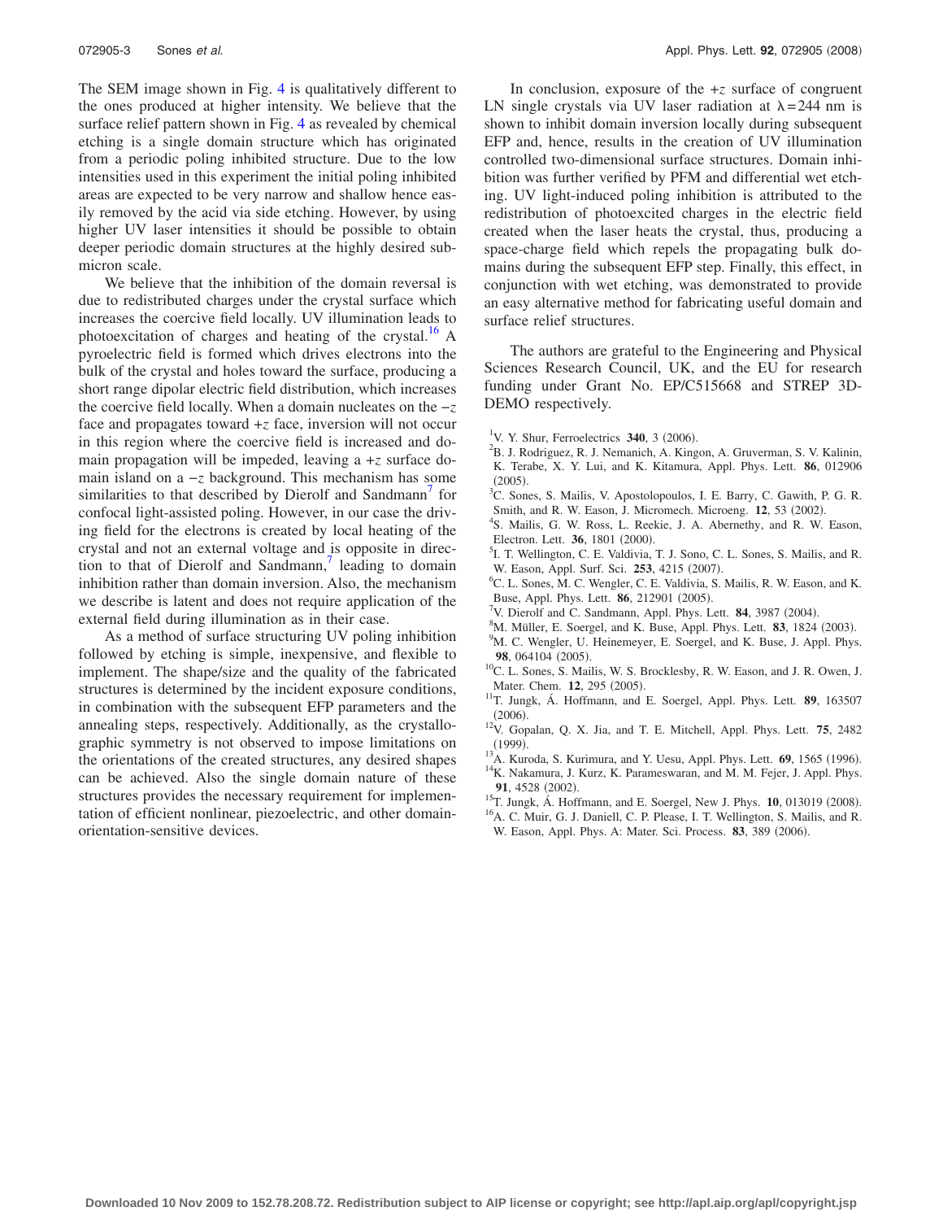The SEM image shown in Fig. 4 is qualitatively different to the ones produced at higher intensity. We believe that the surface relief pattern shown in Fig. 4 as revealed by chemical etching is a single domain structure which has originated from a periodic poling inhibited structure. Due to the low intensities used in this experiment the initial poling inhibited areas are expected to be very narrow and shallow hence easily removed by the acid via side etching. However, by using higher UV laser intensities it should be possible to obtain deeper periodic domain structures at the highly desired submicron scale.

We believe that the inhibition of the domain reversal is due to redistributed charges under the crystal surface which increases the coercive field locally. UV illumination leads to photoexcitation of charges and heating of the crystal.[16] A pyroelectric field is formed which drives electrons into the bulk of the crystal and holes toward the surface, producing a short range dipolar electric field distribution, which increases the coercive field locally. When a domain nucleates on the $-z$ face and propagates toward $+z$ face, inversion will not occur in this region where the coercive field is increased and domain propagation will be impeded, leaving a $+z$ surface domain island on a $-z$ background. This mechanism has some similarities to that described by Dierolf and Sandmann[7] for confocal light-assisted poling. However, in our case the driving field for the electrons is created by local heating of the crystal and not an external voltage and is opposite in direction to that of Dierolf and Sandmann,[7] leading to domain inhibition rather than domain inversion. Also, the mechanism we describe is latent and does not require application of the external field during illumination as in their case.

As a method of surface structuring UV poling inhibition followed by etching is simple, inexpensive, and flexible to implement. The shape/size and the quality of the fabricated structures is determined by the incident exposure conditions, in combination with the subsequent EFP parameters and the annealing steps, respectively. Additionally, as the crystallographic symmetry is not observed to impose limitations on the orientations of the created structures, any desired shapes can be achieved. Also the single domain nature of these structures provides the necessary requirement for implementation of efficient nonlinear, piezoelectric, and other domain-orientation-sensitive devices.

In conclusion, exposure of the $+z$ surface of congruent LN single crystals via UV laser radiation at $\lambda = 244$ nm is shown to inhibit domain inversion locally during subsequent EFP and, hence, results in the creation of UV illumination controlled two-dimensional surface structures. Domain inhibition was further verified by PFM and differential wet etching. UV light-induced poling inhibition is attributed to the redistribution of photoexcited charges in the electric field created when the laser heats the crystal, thus, producing a space-charge field which repels the propagating bulk domains during the subsequent EFP step. Finally, this effect, in conjunction with wet etching, was demonstrated to provide an easy alternative method for fabricating useful domain and surface relief structures.

The authors are grateful to the Engineering and Physical Sciences Research Council, UK, and the EU for research funding under Grant No. EP/C515668 and STREP 3D-DEMO respectively.

[1] V. Y. Shur, Ferroelectrics **340**, 3 (2006).
[2] B. J. Rodriguez, R. J. Nemanich, A. Kingon, A. Gruverman, S. V. Kalinin, K. Terabe, X. Y. Lui, and K. Kitamura, Appl. Phys. Lett. **86**, 012906 (2005).
[3] C. Sones, S. Mailis, V. Apostolopoulos, I. E. Barry, C. Gawith, P. G. R. Smith, and R. W. Eason, J. Micromech. Microeng. **12**, 53 (2002).
[4] S. Mailis, G. W. Ross, L. Reekie, J. A. Abernethy, and R. W. Eason, Electron. Lett. **36**, 1801 (2000).
[5] I. T. Wellington, C. E. Valdivia, T. J. Sono, C. L. Sones, S. Mailis, and R. W. Eason, Appl. Surf. Sci. **253**, 4215 (2007).
[6] C. L. Sones, M. C. Wengler, C. E. Valdivia, S. Mailis, R. W. Eason, and K. Buse, Appl. Phys. Lett. **86**, 212901 (2005).
[7] V. Dierolf and C. Sandmann, Appl. Phys. Lett. **84**, 3987 (2004).
[8] M. Müller, E. Soergel, and K. Buse, Appl. Phys. Lett. **83**, 1824 (2003).
[9] M. C. Wengler, U. Heinemeyer, E. Soergel, and K. Buse, J. Appl. Phys. **98**, 064104 (2005).
[10] C. L. Sones, S. Mailis, W. S. Brocklesby, R. W. Eason, and J. R. Owen, J. Mater. Chem. **12**, 295 (2005).
[11] T. Jungk, Á. Hoffmann, and E. Soergel, Appl. Phys. Lett. **89**, 163507 (2006).
[12] V. Gopalan, Q. X. Jia, and T. E. Mitchell, Appl. Phys. Lett. **75**, 2482 (1999).
[13] A. Kuroda, S. Kurimura, and Y. Uesu, Appl. Phys. Lett. **69**, 1565 (1996).
[14] K. Nakamura, J. Kurz, K. Parameswaran, and M. M. Fejer, J. Appl. Phys. **91**, 4528 (2002).
[15] T. Jungk, Á. Hoffmann, and E. Soergel, New J. Phys. **10**, 013019 (2008).
[16] A. C. Muir, G. J. Daniell, C. P. Please, I. T. Wellington, S. Mailis, and R. W. Eason, Appl. Phys. A: Mater. Sci. Process. **83**, 389 (2006).